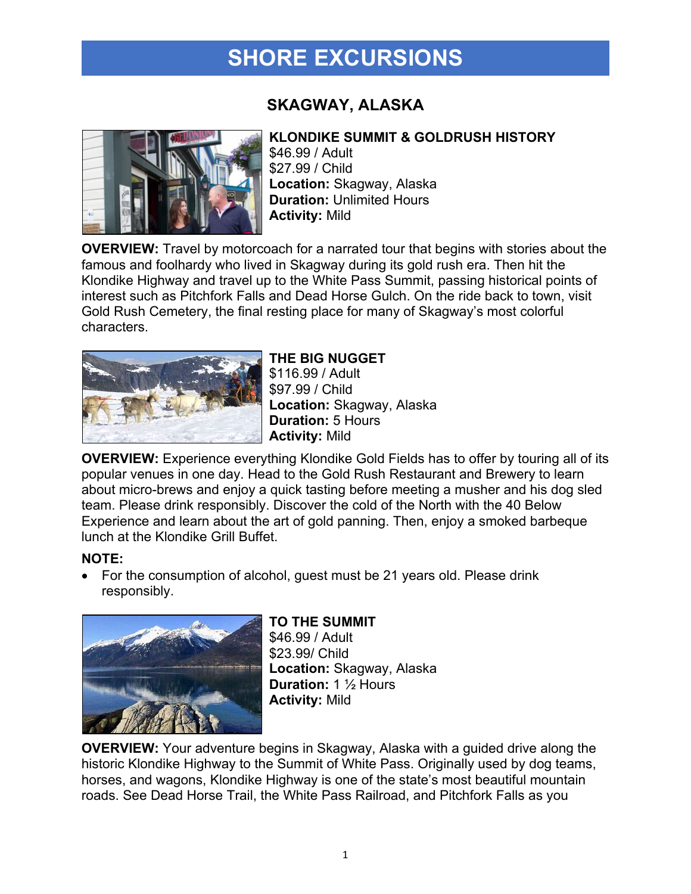# SHORE EXCURSIONS

## SKAGWAY, ALASKA

### KLONDIKE SUMMIT & GOLDRUSH HISTORY

$46.99 / Adult
$27.99 / Child
**Location:** Skagway, Alaska
**Duration:** Unlimited Hours
**Activity:** Mild

**OVERVIEW:** Travel by motorcoach for a narrated tour that begins with stories about the famous and foolhardy who lived in Skagway during its gold rush era. Then hit the Klondike Highway and travel up to the White Pass Summit, passing historical points of interest such as Pitchfork Falls and Dead Horse Gulch. On the ride back to town, visit Gold Rush Cemetery, the final resting place for many of Skagway's most colorful characters.

### THE BIG NUGGET

$116.99 / Adult
$97.99 / Child
**Location:** Skagway, Alaska
**Duration:** 5 Hours
**Activity:** Mild

**OVERVIEW:** Experience everything Klondike Gold Fields has to offer by touring all of its popular venues in one day. Head to the Gold Rush Restaurant and Brewery to learn about micro-brews and enjoy a quick tasting before meeting a musher and his dog sled team. Please drink responsibly. Discover the cold of the North with the 40 Below Experience and learn about the art of gold panning. Then, enjoy a smoked barbeque lunch at the Klondike Grill Buffet.

**NOTE:**

- For the consumption of alcohol, guest must be 21 years old. Please drink responsibly.

### TO THE SUMMIT

$46.99 / Adult
$23.99/ Child
**Location:** Skagway, Alaska
**Duration:** 1 ½ Hours
**Activity:** Mild

**OVERVIEW:** Your adventure begins in Skagway, Alaska with a guided drive along the historic Klondike Highway to the Summit of White Pass. Originally used by dog teams, horses, and wagons, Klondike Highway is one of the state's most beautiful mountain roads. See Dead Horse Trail, the White Pass Railroad, and Pitchfork Falls as you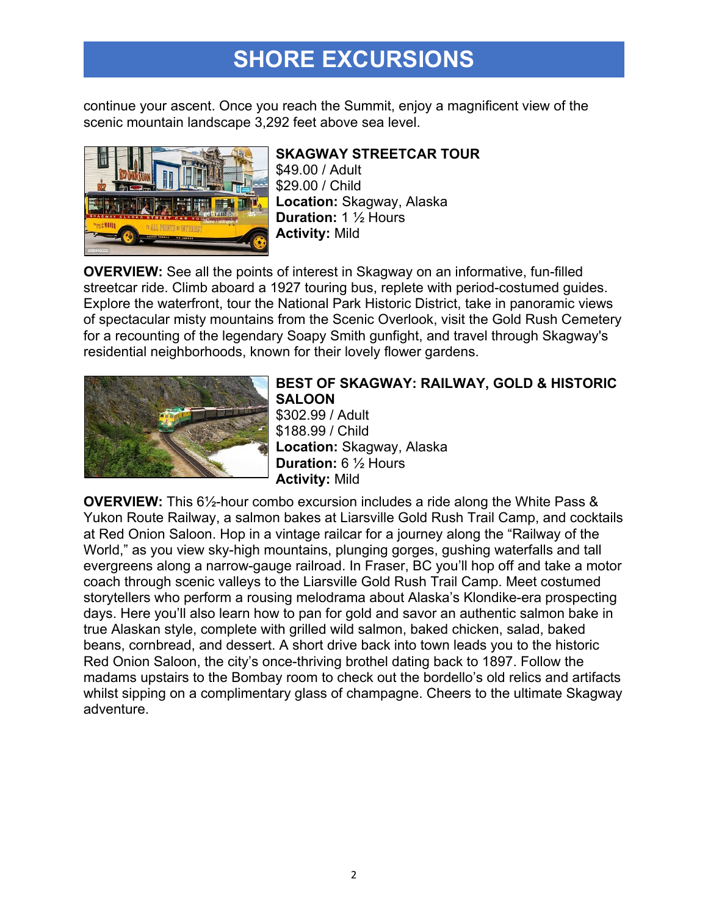# SHORE EXCURSIONS

continue your ascent. Once you reach the Summit, enjoy a magnificent view of the scenic mountain landscape 3,292 feet above sea level.

### SKAGWAY STREETCAR TOUR

$49.00 / Adult
$29.00 / Child
**Location:** Skagway, Alaska
**Duration:** 1 ½ Hours
**Activity:** Mild

**OVERVIEW:** See all the points of interest in Skagway on an informative, fun-filled streetcar ride. Climb aboard a 1927 touring bus, replete with period-costumed guides. Explore the waterfront, tour the National Park Historic District, take in panoramic views of spectacular misty mountains from the Scenic Overlook, visit the Gold Rush Cemetery for a recounting of the legendary Soapy Smith gunfight, and travel through Skagway's residential neighborhoods, known for their lovely flower gardens.

### BEST OF SKAGWAY: RAILWAY, GOLD & HISTORIC SALOON

$302.99 / Adult
$188.99 / Child
**Location:** Skagway, Alaska
**Duration:** 6 ½ Hours
**Activity:** Mild

**OVERVIEW:** This 6½-hour combo excursion includes a ride along the White Pass & Yukon Route Railway, a salmon bakes at Liarsville Gold Rush Trail Camp, and cocktails at Red Onion Saloon. Hop in a vintage railcar for a journey along the "Railway of the World," as you view sky-high mountains, plunging gorges, gushing waterfalls and tall evergreens along a narrow-gauge railroad. In Fraser, BC you'll hop off and take a motor coach through scenic valleys to the Liarsville Gold Rush Trail Camp. Meet costumed storytellers who perform a rousing melodrama about Alaska's Klondike-era prospecting days. Here you'll also learn how to pan for gold and savor an authentic salmon bake in true Alaskan style, complete with grilled wild salmon, baked chicken, salad, baked beans, cornbread, and dessert. A short drive back into town leads you to the historic Red Onion Saloon, the city's once-thriving brothel dating back to 1897. Follow the madams upstairs to the Bombay room to check out the bordello's old relics and artifacts whilst sipping on a complimentary glass of champagne. Cheers to the ultimate Skagway adventure.